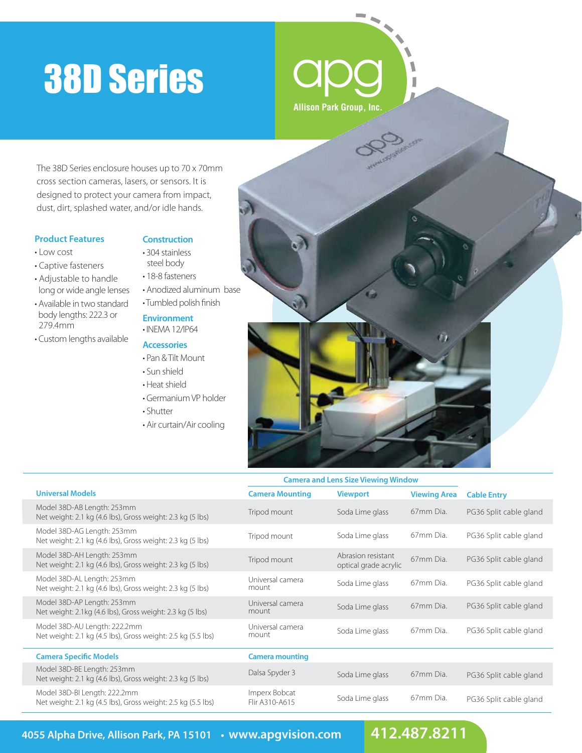# 38D Series

apg
Allison Park Group, Inc.

The 38D Series enclosure houses up to 70 x 70mm cross section cameras, lasers, or sensors. It is designed to protect your camera from impact, dust, dirt, splashed water, and/or idle hands.

### Product Features

- Low cost
- Captive fasteners
- Adjustable to handle long or wide angle lenses
- Available in two standard body lengths: 222.3 or 279.4mm
- Custom lengths available

### Construction

- 304 stainless steel body
- 18-8 fasteners
- Anodized aluminum base
- Tumbled polish finish

### Environment

- INEMA 12/IP64

### Accessories

- Pan & Tilt Mount
- Sun shield
- Heat shield
- Germanium VP holder
- Shutter
- Air curtain/Air cooling

| Universal Models | Camera Mounting | Viewport (Camera and Lens Size Viewing Window) | Viewing Area (Camera and Lens Size Viewing Window) | Cable Entry |
|---|---|---|---|---|
| Model 38D-AB Length: 253mm<br>Net weight: 2.1 kg (4.6 lbs), Gross weight: 2.3 kg (5 lbs) | Tripod mount | Soda Lime glass | 67mm Dia. | PG36 Split cable gland |
| Model 38D-AG Length: 253mm<br>Net weight: 2.1 kg (4.6 lbs), Gross weight: 2.3 kg (5 lbs) | Tripod mount | Soda Lime glass | 67mm Dia. | PG36 Split cable gland |
| Model 38D-AH Length: 253mm<br>Net weight: 2.1 kg (4.6 lbs), Gross weight: 2.3 kg (5 lbs) | Tripod mount | Abrasion resistant optical grade acrylic | 67mm Dia. | PG36 Split cable gland |
| Model 38D-AL Length: 253mm<br>Net weight: 2.1 kg (4.6 lbs), Gross weight: 2.3 kg (5 lbs) | Universal camera mount | Soda Lime glass | 67mm Dia. | PG36 Split cable gland |
| Model 38D-AP Length: 253mm<br>Net weight: 2.1kg (4.6 lbs), Gross weight: 2.3 kg (5 lbs) | Universal camera mount | Soda Lime glass | 67mm Dia. | PG36 Split cable gland |
| Model 38D-AU Length: 222.2mm<br>Net weight: 2.1 kg (4.5 lbs), Gross weight: 2.5 kg (5.5 lbs) | Universal camera mount | Soda Lime glass | 67mm Dia. | PG36 Split cable gland |
| **Camera Specific Models** | **Camera mounting** | | | |
| Model 38D-BE Length: 253mm<br>Net weight: 2.1 kg (4.6 lbs), Gross weight: 2.3 kg (5 lbs) | Dalsa Spyder 3 | Soda Lime glass | 67mm Dia. | PG36 Split cable gland |
| Model 38D-BI Length: 222.2mm<br>Net weight: 2.1 kg (4.5 lbs), Gross weight: 2.5 kg (5.5 lbs) | Imperx Bobcat<br>Flir A310-A615 | Soda Lime glass | 67mm Dia. | PG36 Split cable gland |

4055 Alpha Drive, Allison Park, PA 15101 • www.apgvision.com **412.487.8211**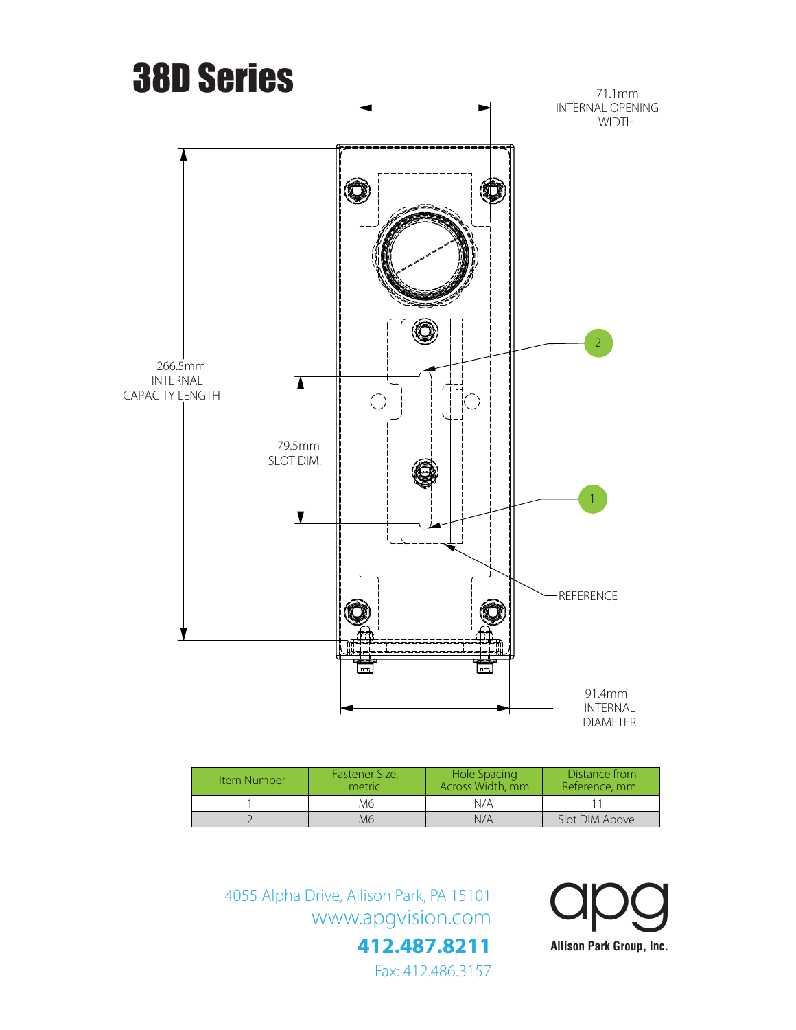# 38D Series

71.1mm
INTERNAL OPENING
WIDTH

266.5mm
INTERNAL
CAPACITY LENGTH

79.5mm
SLOT DIM.

2

1

REFERENCE

91.4mm
INTERNAL
DIAMETER

| Item Number | Fastener Size, metric | Hole Spacing Across Width, mm | Distance from Reference, mm |
|---|---|---|---|
| 1 | M6 | N/A | 11 |
| 2 | M6 | N/A | Slot DIM Above |

4055 Alpha Drive, Allison Park, PA 15101
www.apgvision.com
**412.487.8211**
Fax: 412.486.3157

apg
**Allison Park Group, Inc.**